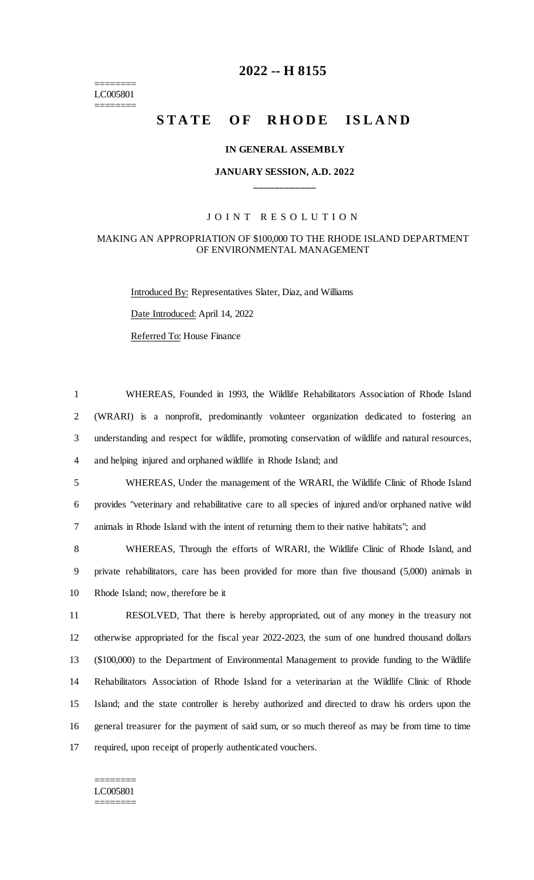# 2022 -- H 8155

========
LC005801
========

## STATE OF RHODE ISLAND

**IN GENERAL ASSEMBLY**

**JANUARY SESSION, A.D. 2022**

\_\_\_\_\_\_\_\_\_\_\_\_

J O I N T   R E S O L U T I O N

MAKING AN APPROPRIATION OF $100,000 TO THE RHODE ISLAND DEPARTMENT OF ENVIRONMENTAL MANAGEMENT

Introduced By: Representatives Slater, Diaz, and Williams

Date Introduced: April 14, 2022

Referred To: House Finance

WHEREAS, Founded in 1993, the Wildlife Rehabilitators Association of Rhode Island (WRARI) is a nonprofit, predominantly volunteer organization dedicated to fostering an understanding and respect for wildlife, promoting conservation of wildlife and natural resources, and helping injured and orphaned wildlife in Rhode Island; and

WHEREAS, Under the management of the WRARI, the Wildlife Clinic of Rhode Island provides "veterinary and rehabilitative care to all species of injured and/or orphaned native wild animals in Rhode Island with the intent of returning them to their native habitats"; and

WHEREAS, Through the efforts of WRARI, the Wildlife Clinic of Rhode Island, and private rehabilitators, care has been provided for more than five thousand (5,000) animals in Rhode Island; now, therefore be it

RESOLVED, That there is hereby appropriated, out of any money in the treasury not otherwise appropriated for the fiscal year 2022-2023, the sum of one hundred thousand dollars ($100,000) to the Department of Environmental Management to provide funding to the Wildlife Rehabilitators Association of Rhode Island for a veterinarian at the Wildlife Clinic of Rhode Island; and the state controller is hereby authorized and directed to draw his orders upon the general treasurer for the payment of said sum, or so much thereof as may be from time to time required, upon receipt of properly authenticated vouchers.

========
LC005801
========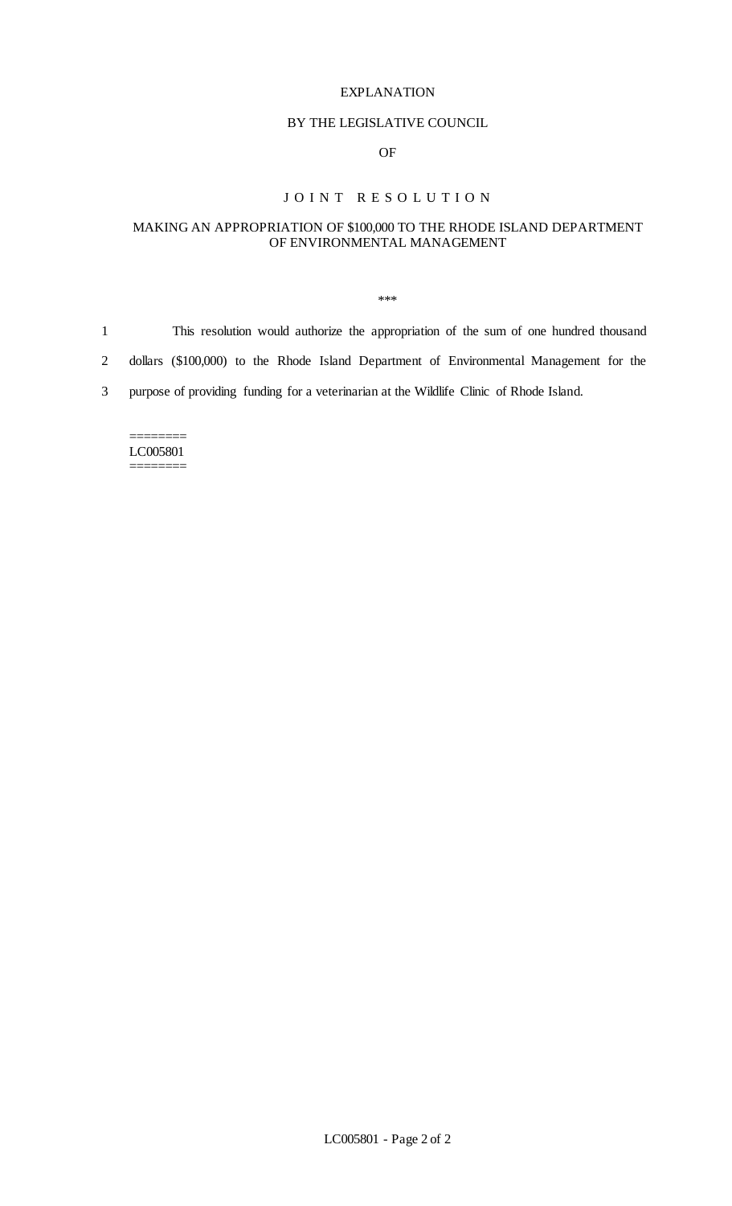EXPLANATION

BY THE LEGISLATIVE COUNCIL

OF

# J O I N T R E S O L U T I O N

MAKING AN APPROPRIATION OF $100,000 TO THE RHODE ISLAND DEPARTMENT OF ENVIRONMENTAL MANAGEMENT

***

This resolution would authorize the appropriation of the sum of one hundred thousand dollars ($100,000) to the Rhode Island Department of Environmental Management for the purpose of providing funding for a veterinarian at the Wildlife Clinic of Rhode Island.

========
LC005801
========